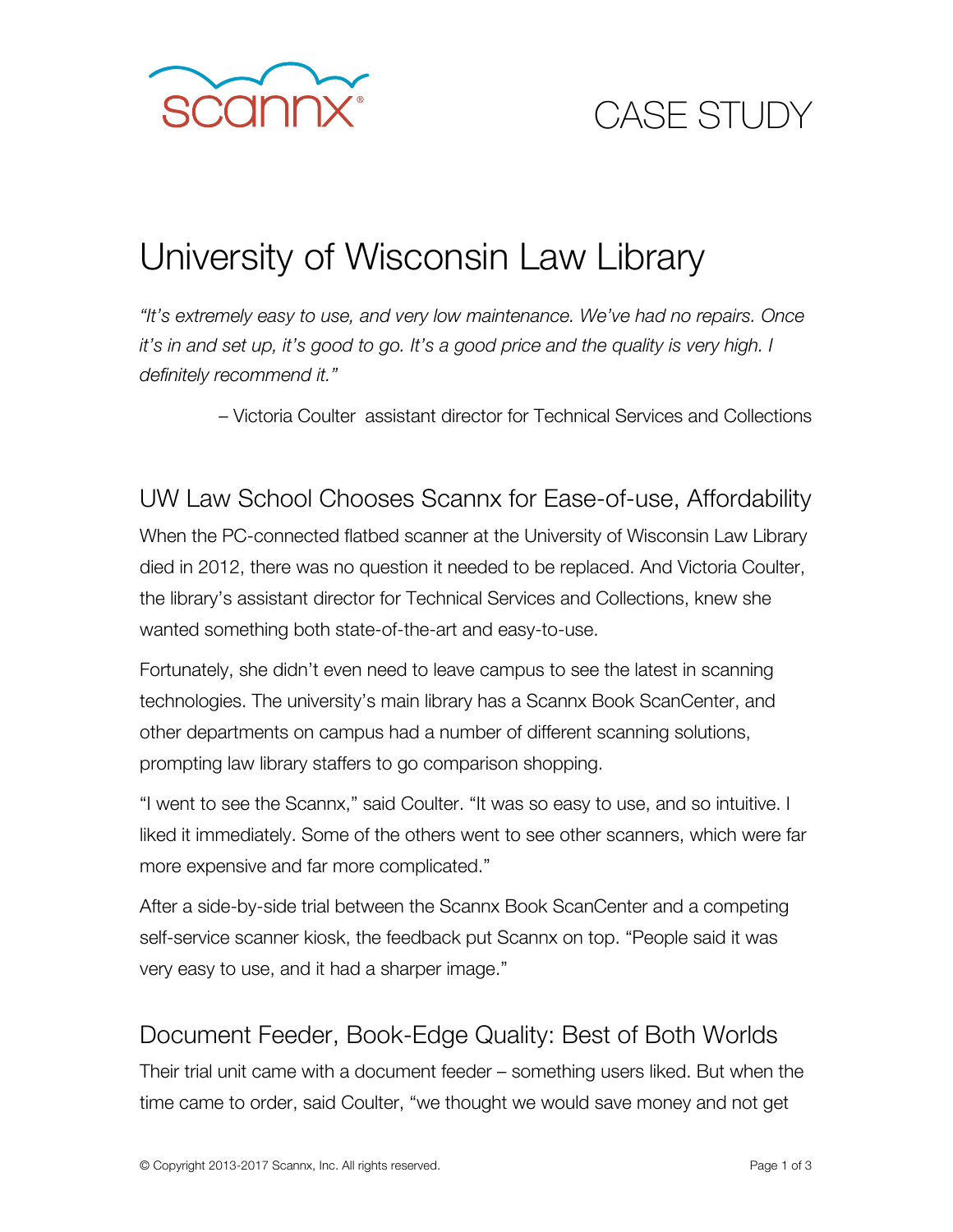scannx®

CASE STUDY

# University of Wisconsin Law Library

*"It's extremely easy to use, and very low maintenance. We've had no repairs. Once it's in and set up, it's good to go. It's a good price and the quality is very high. I definitely recommend it."*

– Victoria Coulter assistant director for Technical Services and Collections

## UW Law School Chooses Scannx for Ease-of-use, Affordability

When the PC-connected flatbed scanner at the University of Wisconsin Law Library died in 2012, there was no question it needed to be replaced. And Victoria Coulter, the library's assistant director for Technical Services and Collections, knew she wanted something both state-of-the-art and easy-to-use.

Fortunately, she didn't even need to leave campus to see the latest in scanning technologies. The university's main library has a Scannx Book ScanCenter, and other departments on campus had a number of different scanning solutions, prompting law library staffers to go comparison shopping.

"I went to see the Scannx," said Coulter. "It was so easy to use, and so intuitive. I liked it immediately. Some of the others went to see other scanners, which were far more expensive and far more complicated."

After a side-by-side trial between the Scannx Book ScanCenter and a competing self-service scanner kiosk, the feedback put Scannx on top. "People said it was very easy to use, and it had a sharper image."

## Document Feeder, Book-Edge Quality: Best of Both Worlds

Their trial unit came with a document feeder – something users liked. But when the time came to order, said Coulter, "we thought we would save money and not get

© Copyright 2013-2017 Scannx, Inc. All rights reserved.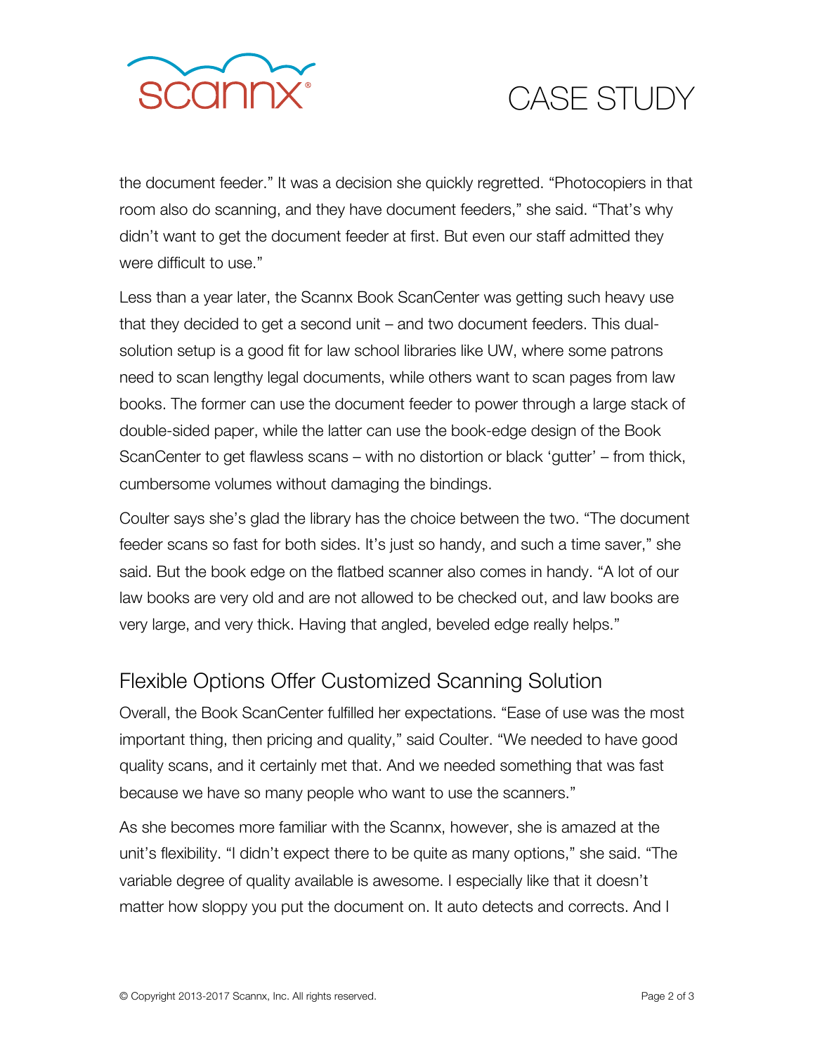the document feeder." It was a decision she quickly regretted. "Photocopiers in that room also do scanning, and they have document feeders," she said. "That's why didn't want to get the document feeder at first. But even our staff admitted they were difficult to use."

Less than a year later, the Scannx Book ScanCenter was getting such heavy use that they decided to get a second unit – and two document feeders. This dual-solution setup is a good fit for law school libraries like UW, where some patrons need to scan lengthy legal documents, while others want to scan pages from law books. The former can use the document feeder to power through a large stack of double-sided paper, while the latter can use the book-edge design of the Book ScanCenter to get flawless scans – with no distortion or black 'gutter' – from thick, cumbersome volumes without damaging the bindings.

Coulter says she's glad the library has the choice between the two. "The document feeder scans so fast for both sides. It's just so handy, and such a time saver," she said. But the book edge on the flatbed scanner also comes in handy. "A lot of our law books are very old and are not allowed to be checked out, and law books are very large, and very thick. Having that angled, beveled edge really helps."

## Flexible Options Offer Customized Scanning Solution

Overall, the Book ScanCenter fulfilled her expectations. "Ease of use was the most important thing, then pricing and quality," said Coulter. "We needed to have good quality scans, and it certainly met that. And we needed something that was fast because we have so many people who want to use the scanners."

As she becomes more familiar with the Scannx, however, she is amazed at the unit's flexibility. "I didn't expect there to be quite as many options," she said. "The variable degree of quality available is awesome. I especially like that it doesn't matter how sloppy you put the document on. It auto detects and corrects. And I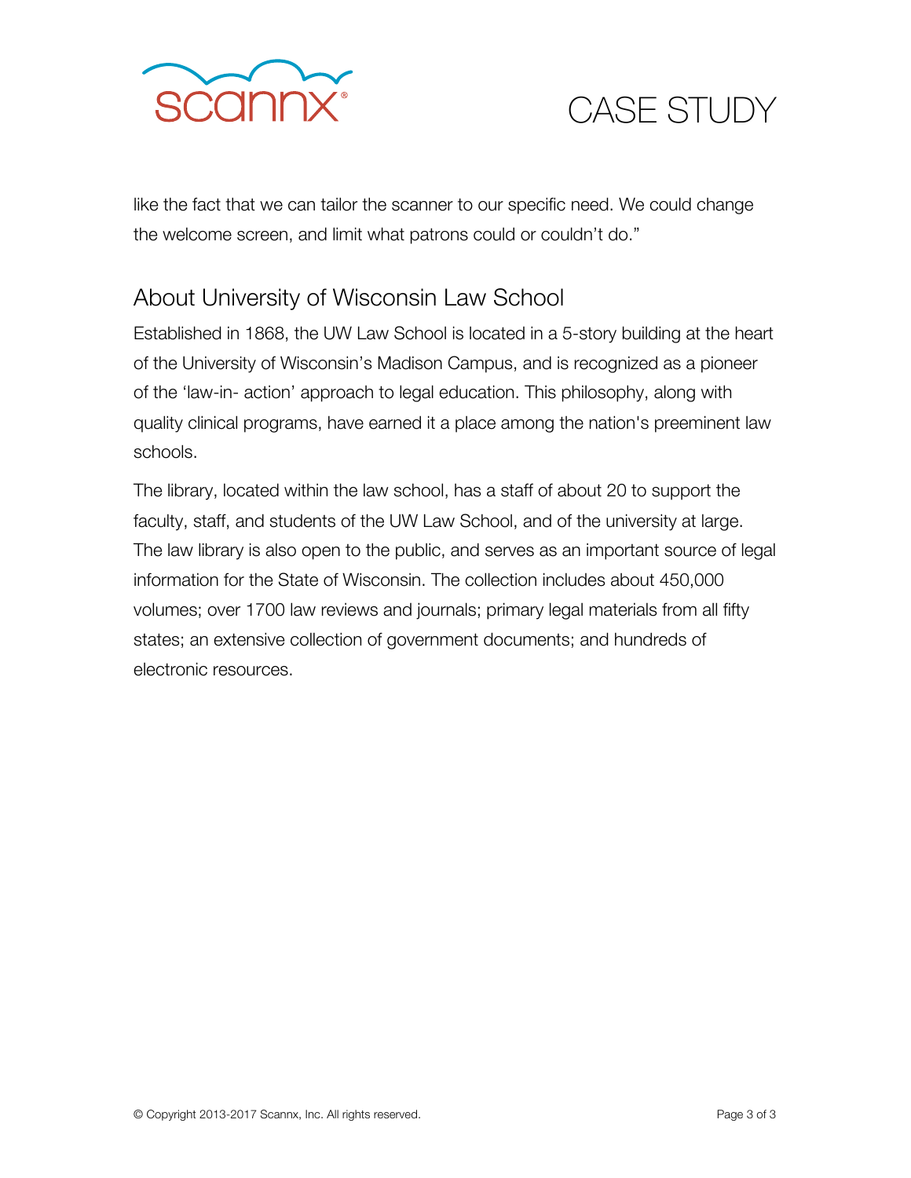like the fact that we can tailor the scanner to our specific need. We could change the welcome screen, and limit what patrons could or couldn't do."

## About University of Wisconsin Law School

Established in 1868, the UW Law School is located in a 5-story building at the heart of the University of Wisconsin's Madison Campus, and is recognized as a pioneer of the 'law-in- action' approach to legal education. This philosophy, along with quality clinical programs, have earned it a place among the nation's preeminent law schools.

The library, located within the law school, has a staff of about 20 to support the faculty, staff, and students of the UW Law School, and of the university at large. The law library is also open to the public, and serves as an important source of legal information for the State of Wisconsin. The collection includes about 450,000 volumes; over 1700 law reviews and journals; primary legal materials from all fifty states; an extensive collection of government documents; and hundreds of electronic resources.